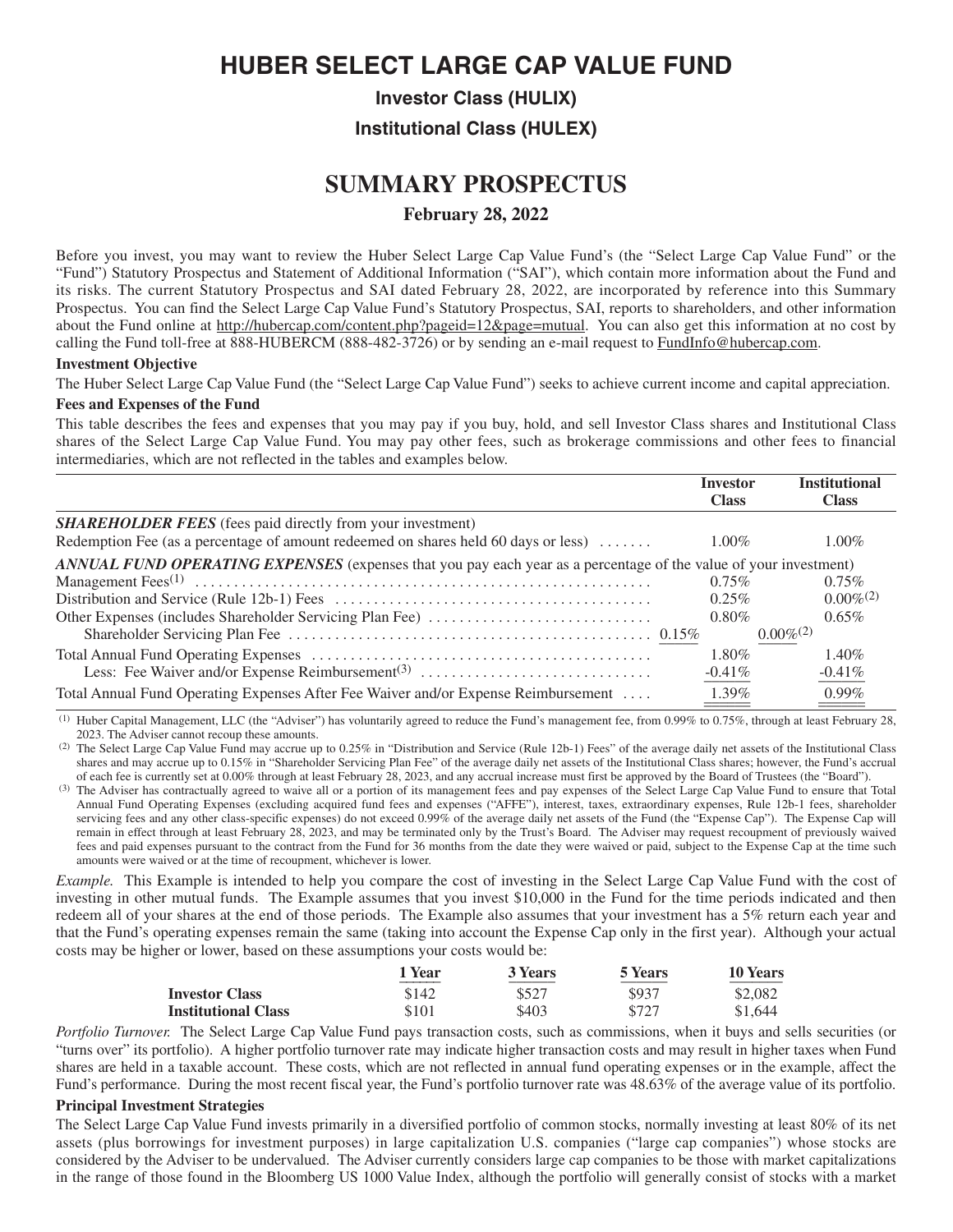# HUBER SELECT LARGE CAP VALUE FUND

**Investor Class (HULIX)**

**Institutional Class (HULEX)**

# SUMMARY PROSPECTUS

**February 28, 2022**

Before you invest, you may want to review the Huber Select Large Cap Value Fund's (the "Select Large Cap Value Fund" or the "Fund") Statutory Prospectus and Statement of Additional Information ("SAI"), which contain more information about the Fund and its risks. The current Statutory Prospectus and SAI dated February 28, 2022, are incorporated by reference into this Summary Prospectus. You can find the Select Large Cap Value Fund's Statutory Prospectus, SAI, reports to shareholders, and other information about the Fund online at http://hubercap.com/content.php?pageid=12&page=mutual. You can also get this information at no cost by calling the Fund toll-free at 888-HUBERCM (888-482-3726) or by sending an e-mail request to FundInfo@hubercap.com.

**Investment Objective**

The Huber Select Large Cap Value Fund (the "Select Large Cap Value Fund") seeks to achieve current income and capital appreciation.

**Fees and Expenses of the Fund**

This table describes the fees and expenses that you may pay if you buy, hold, and sell Investor Class shares and Institutional Class shares of the Select Large Cap Value Fund. You may pay other fees, such as brokerage commissions and other fees to financial intermediaries, which are not reflected in the tables and examples below.

| | | Investor Class | | Institutional Class |
|---|---|---|---|---|
| ***SHAREHOLDER FEES*** (fees paid directly from your investment) | | | | |
| Redemption Fee (as a percentage of amount redeemed on shares held 60 days or less) | | 1.00% | | 1.00% |
| ***ANNUAL FUND OPERATING EXPENSES*** (expenses that you pay each year as a percentage of the value of your investment) | | | | |
| Management Fees[1] | | 0.75% | | 0.75% |
| Distribution and Service (Rule 12b-1) Fees | | 0.25% | | 0.00%[2] |
| Other Expenses (includes Shareholder Servicing Plan Fee) | | 0.80% | | 0.65% |
| Shareholder Servicing Plan Fee | 0.15% | | 0.00%[2] | |
| Total Annual Fund Operating Expenses | | 1.80% | | 1.40% |
| Less: Fee Waiver and/or Expense Reimbursement[3] | | -0.41% | | -0.41% |
| Total Annual Fund Operating Expenses After Fee Waiver and/or Expense Reimbursement | | 1.39% | | 0.99% |

(1) Huber Capital Management, LLC (the "Adviser") has voluntarily agreed to reduce the Fund's management fee, from 0.99% to 0.75%, through at least February 28, 2023. The Adviser cannot recoup these amounts.

(2) The Select Large Cap Value Fund may accrue up to 0.25% in "Distribution and Service (Rule 12b-1) Fees" of the average daily net assets of the Institutional Class shares and may accrue up to 0.15% in "Shareholder Servicing Plan Fee" of the average daily net assets of the Institutional Class shares; however, the Fund's accrual of each fee is currently set at 0.00% through at least February 28, 2023, and any accrual increase must first be approved by the Board of Trustees (the "Board").

(3) The Adviser has contractually agreed to waive all or a portion of its management fees and pay expenses of the Select Large Cap Value Fund to ensure that Total Annual Fund Operating Expenses (excluding acquired fund fees and expenses ("AFFE"), interest, taxes, extraordinary expenses, Rule 12b-1 fees, shareholder servicing fees and any other class-specific expenses) do not exceed 0.99% of the average daily net assets of the Fund (the "Expense Cap"). The Expense Cap will remain in effect through at least February 28, 2023, and may be terminated only by the Trust's Board. The Adviser may request recoupment of previously waived fees and paid expenses pursuant to the contract from the Fund for 36 months from the date they were waived or paid, subject to the Expense Cap at the time such amounts were waived or at the time of recoupment, whichever is lower.

*Example.* This Example is intended to help you compare the cost of investing in the Select Large Cap Value Fund with the cost of investing in other mutual funds. The Example assumes that you invest $10,000 in the Fund for the time periods indicated and then redeem all of your shares at the end of those periods. The Example also assumes that your investment has a 5% return each year and that the Fund's operating expenses remain the same (taking into account the Expense Cap only in the first year). Although your actual costs may be higher or lower, based on these assumptions your costs would be:

| | 1 Year | 3 Years | 5 Years | 10 Years |
|---|---|---|---|---|
| **Investor Class** | $142 | $527 | $937 | $2,082 |
| **Institutional Class** | $101 | $403 | $727 | $1,644 |

*Portfolio Turnover.* The Select Large Cap Value Fund pays transaction costs, such as commissions, when it buys and sells securities (or "turns over" its portfolio). A higher portfolio turnover rate may indicate higher transaction costs and may result in higher taxes when Fund shares are held in a taxable account. These costs, which are not reflected in annual fund operating expenses or in the example, affect the Fund's performance. During the most recent fiscal year, the Fund's portfolio turnover rate was 48.63% of the average value of its portfolio.

**Principal Investment Strategies**

The Select Large Cap Value Fund invests primarily in a diversified portfolio of common stocks, normally investing at least 80% of its net assets (plus borrowings for investment purposes) in large capitalization U.S. companies ("large cap companies") whose stocks are considered by the Adviser to be undervalued. The Adviser currently considers large cap companies to be those with market capitalizations in the range of those found in the Bloomberg US 1000 Value Index, although the portfolio will generally consist of stocks with a market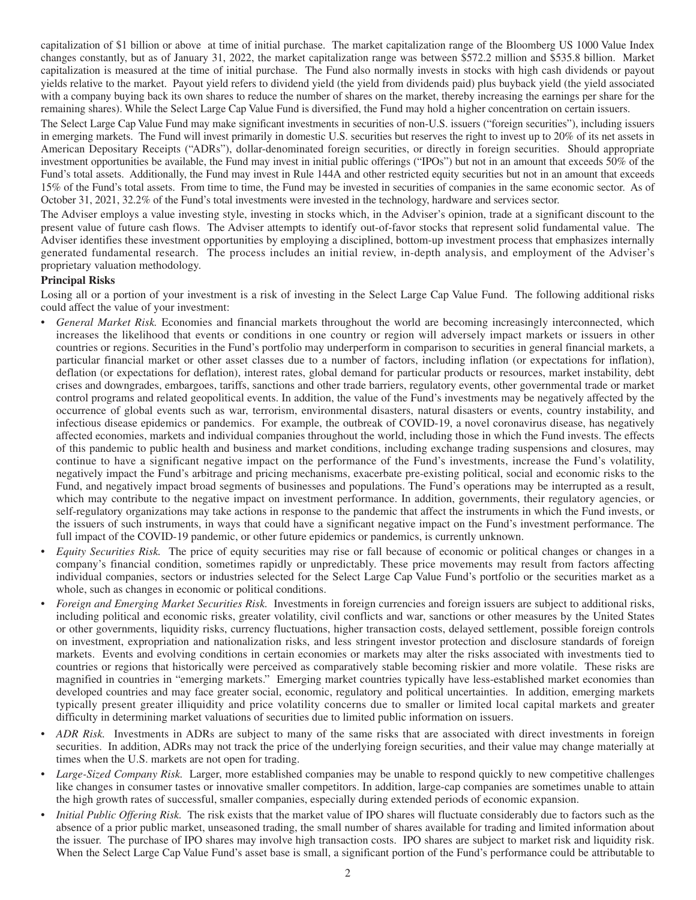capitalization of $1 billion or above at time of initial purchase. The market capitalization range of the Bloomberg US 1000 Value Index changes constantly, but as of January 31, 2022, the market capitalization range was between $572.2 million and $535.8 billion. Market capitalization is measured at the time of initial purchase. The Fund also normally invests in stocks with high cash dividends or payout yields relative to the market. Payout yield refers to dividend yield (the yield from dividends paid) plus buyback yield (the yield associated with a company buying back its own shares to reduce the number of shares on the market, thereby increasing the earnings per share for the remaining shares). While the Select Large Cap Value Fund is diversified, the Fund may hold a higher concentration on certain issuers.

The Select Large Cap Value Fund may make significant investments in securities of non-U.S. issuers ("foreign securities"), including issuers in emerging markets. The Fund will invest primarily in domestic U.S. securities but reserves the right to invest up to 20% of its net assets in American Depositary Receipts ("ADRs"), dollar-denominated foreign securities, or directly in foreign securities. Should appropriate investment opportunities be available, the Fund may invest in initial public offerings ("IPOs") but not in an amount that exceeds 50% of the Fund's total assets. Additionally, the Fund may invest in Rule 144A and other restricted equity securities but not in an amount that exceeds 15% of the Fund's total assets. From time to time, the Fund may be invested in securities of companies in the same economic sector. As of October 31, 2021, 32.2% of the Fund's total investments were invested in the technology, hardware and services sector.

The Adviser employs a value investing style, investing in stocks which, in the Adviser's opinion, trade at a significant discount to the present value of future cash flows. The Adviser attempts to identify out-of-favor stocks that represent solid fundamental value. The Adviser identifies these investment opportunities by employing a disciplined, bottom-up investment process that emphasizes internally generated fundamental research. The process includes an initial review, in-depth analysis, and employment of the Adviser's proprietary valuation methodology.

**Principal Risks**

Losing all or a portion of your investment is a risk of investing in the Select Large Cap Value Fund. The following additional risks could affect the value of your investment:

- *General Market Risk.* Economies and financial markets throughout the world are becoming increasingly interconnected, which increases the likelihood that events or conditions in one country or region will adversely impact markets or issuers in other countries or regions. Securities in the Fund's portfolio may underperform in comparison to securities in general financial markets, a particular financial market or other asset classes due to a number of factors, including inflation (or expectations for inflation), deflation (or expectations for deflation), interest rates, global demand for particular products or resources, market instability, debt crises and downgrades, embargoes, tariffs, sanctions and other trade barriers, regulatory events, other governmental trade or market control programs and related geopolitical events. In addition, the value of the Fund's investments may be negatively affected by the occurrence of global events such as war, terrorism, environmental disasters, natural disasters or events, country instability, and infectious disease epidemics or pandemics. For example, the outbreak of COVID-19, a novel coronavirus disease, has negatively affected economies, markets and individual companies throughout the world, including those in which the Fund invests. The effects of this pandemic to public health and business and market conditions, including exchange trading suspensions and closures, may continue to have a significant negative impact on the performance of the Fund's investments, increase the Fund's volatility, negatively impact the Fund's arbitrage and pricing mechanisms, exacerbate pre-existing political, social and economic risks to the Fund, and negatively impact broad segments of businesses and populations. The Fund's operations may be interrupted as a result, which may contribute to the negative impact on investment performance. In addition, governments, their regulatory agencies, or self-regulatory organizations may take actions in response to the pandemic that affect the instruments in which the Fund invests, or the issuers of such instruments, in ways that could have a significant negative impact on the Fund's investment performance. The full impact of the COVID-19 pandemic, or other future epidemics or pandemics, is currently unknown.
- *Equity Securities Risk.* The price of equity securities may rise or fall because of economic or political changes or changes in a company's financial condition, sometimes rapidly or unpredictably. These price movements may result from factors affecting individual companies, sectors or industries selected for the Select Large Cap Value Fund's portfolio or the securities market as a whole, such as changes in economic or political conditions.
- *Foreign and Emerging Market Securities Risk.* Investments in foreign currencies and foreign issuers are subject to additional risks, including political and economic risks, greater volatility, civil conflicts and war, sanctions or other measures by the United States or other governments, liquidity risks, currency fluctuations, higher transaction costs, delayed settlement, possible foreign controls on investment, expropriation and nationalization risks, and less stringent investor protection and disclosure standards of foreign markets. Events and evolving conditions in certain economies or markets may alter the risks associated with investments tied to countries or regions that historically were perceived as comparatively stable becoming riskier and more volatile. These risks are magnified in countries in "emerging markets." Emerging market countries typically have less-established market economies than developed countries and may face greater social, economic, regulatory and political uncertainties. In addition, emerging markets typically present greater illiquidity and price volatility concerns due to smaller or limited local capital markets and greater difficulty in determining market valuations of securities due to limited public information on issuers.
- *ADR Risk.* Investments in ADRs are subject to many of the same risks that are associated with direct investments in foreign securities. In addition, ADRs may not track the price of the underlying foreign securities, and their value may change materially at times when the U.S. markets are not open for trading.
- *Large-Sized Company Risk.* Larger, more established companies may be unable to respond quickly to new competitive challenges like changes in consumer tastes or innovative smaller competitors. In addition, large-cap companies are sometimes unable to attain the high growth rates of successful, smaller companies, especially during extended periods of economic expansion.
- *Initial Public Offering Risk.* The risk exists that the market value of IPO shares will fluctuate considerably due to factors such as the absence of a prior public market, unseasoned trading, the small number of shares available for trading and limited information about the issuer. The purchase of IPO shares may involve high transaction costs. IPO shares are subject to market risk and liquidity risk. When the Select Large Cap Value Fund's asset base is small, a significant portion of the Fund's performance could be attributable to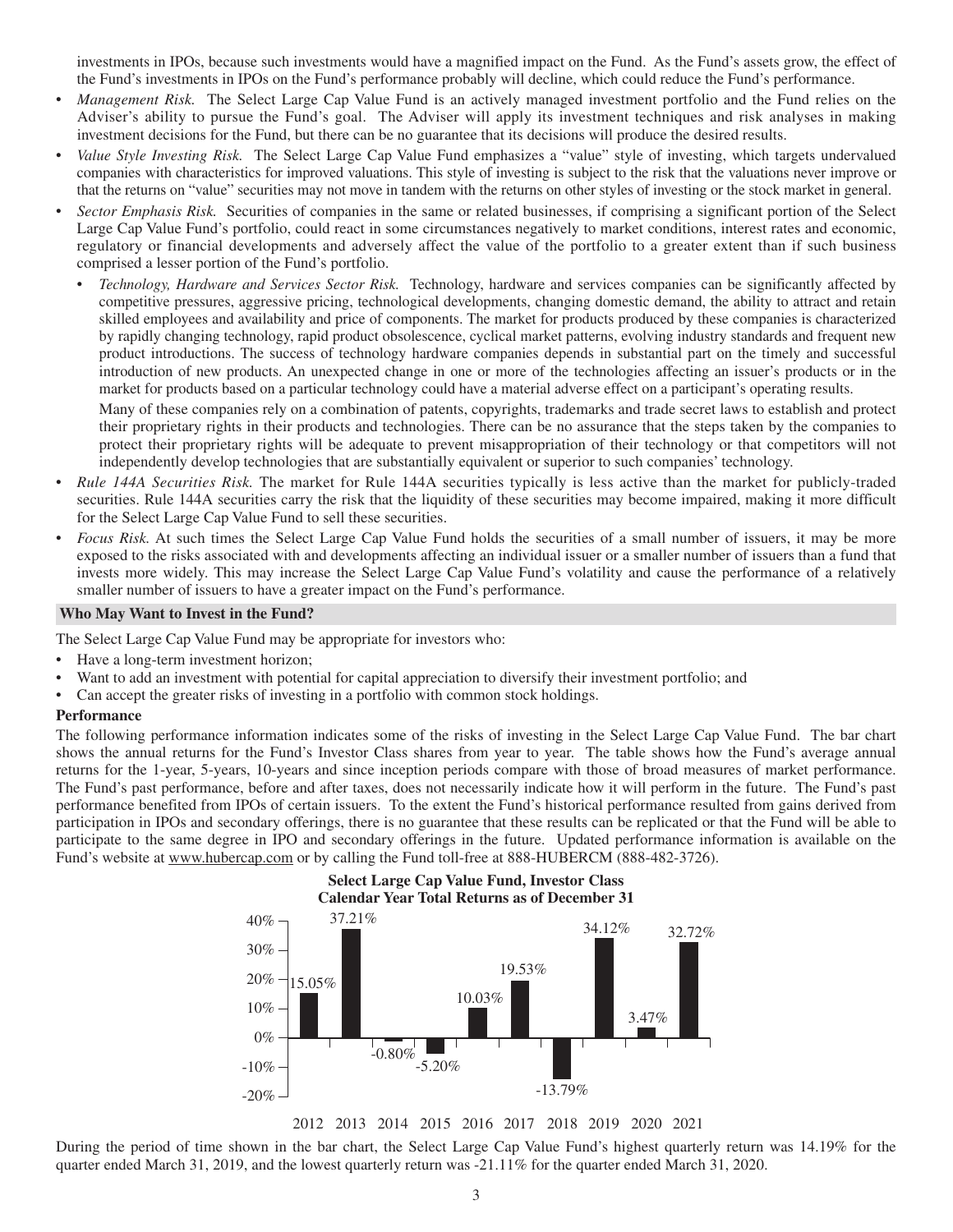investments in IPOs, because such investments would have a magnified impact on the Fund. As the Fund's assets grow, the effect of the Fund's investments in IPOs on the Fund's performance probably will decline, which could reduce the Fund's performance.

- *Management Risk.* The Select Large Cap Value Fund is an actively managed investment portfolio and the Fund relies on the Adviser's ability to pursue the Fund's goal. The Adviser will apply its investment techniques and risk analyses in making investment decisions for the Fund, but there can be no guarantee that its decisions will produce the desired results.
- *Value Style Investing Risk.* The Select Large Cap Value Fund emphasizes a "value" style of investing, which targets undervalued companies with characteristics for improved valuations. This style of investing is subject to the risk that the valuations never improve or that the returns on "value" securities may not move in tandem with the returns on other styles of investing or the stock market in general.
- *Sector Emphasis Risk.* Securities of companies in the same or related businesses, if comprising a significant portion of the Select Large Cap Value Fund's portfolio, could react in some circumstances negatively to market conditions, interest rates and economic, regulatory or financial developments and adversely affect the value of the portfolio to a greater extent than if such business comprised a lesser portion of the Fund's portfolio.
  - *Technology, Hardware and Services Sector Risk.* Technology, hardware and services companies can be significantly affected by competitive pressures, aggressive pricing, technological developments, changing domestic demand, the ability to attract and retain skilled employees and availability and price of components. The market for products produced by these companies is characterized by rapidly changing technology, rapid product obsolescence, cyclical market patterns, evolving industry standards and frequent new product introductions. The success of technology hardware companies depends in substantial part on the timely and successful introduction of new products. An unexpected change in one or more of the technologies affecting an issuer's products or in the market for products based on a particular technology could have a material adverse effect on a participant's operating results.

    Many of these companies rely on a combination of patents, copyrights, trademarks and trade secret laws to establish and protect their proprietary rights in their products and technologies. There can be no assurance that the steps taken by the companies to protect their proprietary rights will be adequate to prevent misappropriation of their technology or that competitors will not independently develop technologies that are substantially equivalent or superior to such companies' technology.
- *Rule 144A Securities Risk.* The market for Rule 144A securities typically is less active than the market for publicly-traded securities. Rule 144A securities carry the risk that the liquidity of these securities may become impaired, making it more difficult for the Select Large Cap Value Fund to sell these securities.
- *Focus Risk.* At such times the Select Large Cap Value Fund holds the securities of a small number of issuers, it may be more exposed to the risks associated with and developments affecting an individual issuer or a smaller number of issuers than a fund that invests more widely. This may increase the Select Large Cap Value Fund's volatility and cause the performance of a relatively smaller number of issuers to have a greater impact on the Fund's performance.

## Who May Want to Invest in the Fund?

The Select Large Cap Value Fund may be appropriate for investors who:

- Have a long-term investment horizon;
- Want to add an investment with potential for capital appreciation to diversify their investment portfolio; and
- Can accept the greater risks of investing in a portfolio with common stock holdings.

### Performance

The following performance information indicates some of the risks of investing in the Select Large Cap Value Fund. The bar chart shows the annual returns for the Fund's Investor Class shares from year to year. The table shows how the Fund's average annual returns for the 1-year, 5-years, 10-years and since inception periods compare with those of broad measures of market performance. The Fund's past performance, before and after taxes, does not necessarily indicate how it will perform in the future. The Fund's past performance benefited from IPOs of certain issuers. To the extent the Fund's historical performance resulted from gains derived from participation in IPOs and secondary offerings, there is no guarantee that these results can be replicated or that the Fund will be able to participate to the same degree in IPO and secondary offerings in the future. Updated performance information is available on the Fund's website at www.hubercap.com or by calling the Fund toll-free at 888-HUBERCM (888-482-3726).

**Select Large Cap Value Fund, Investor Class**
**Calendar Year Total Returns as of December 31**

40%
30%
20%
10%
0%
-10%
-20%

15.05% 37.21% -0.80% -5.20% 10.03% 19.53% -13.79% 34.12% 3.47% 32.72%

2012 2013 2014 2015 2016 2017 2018 2019 2020 2021

During the period of time shown in the bar chart, the Select Large Cap Value Fund's highest quarterly return was 14.19% for the quarter ended March 31, 2019, and the lowest quarterly return was -21.11% for the quarter ended March 31, 2020.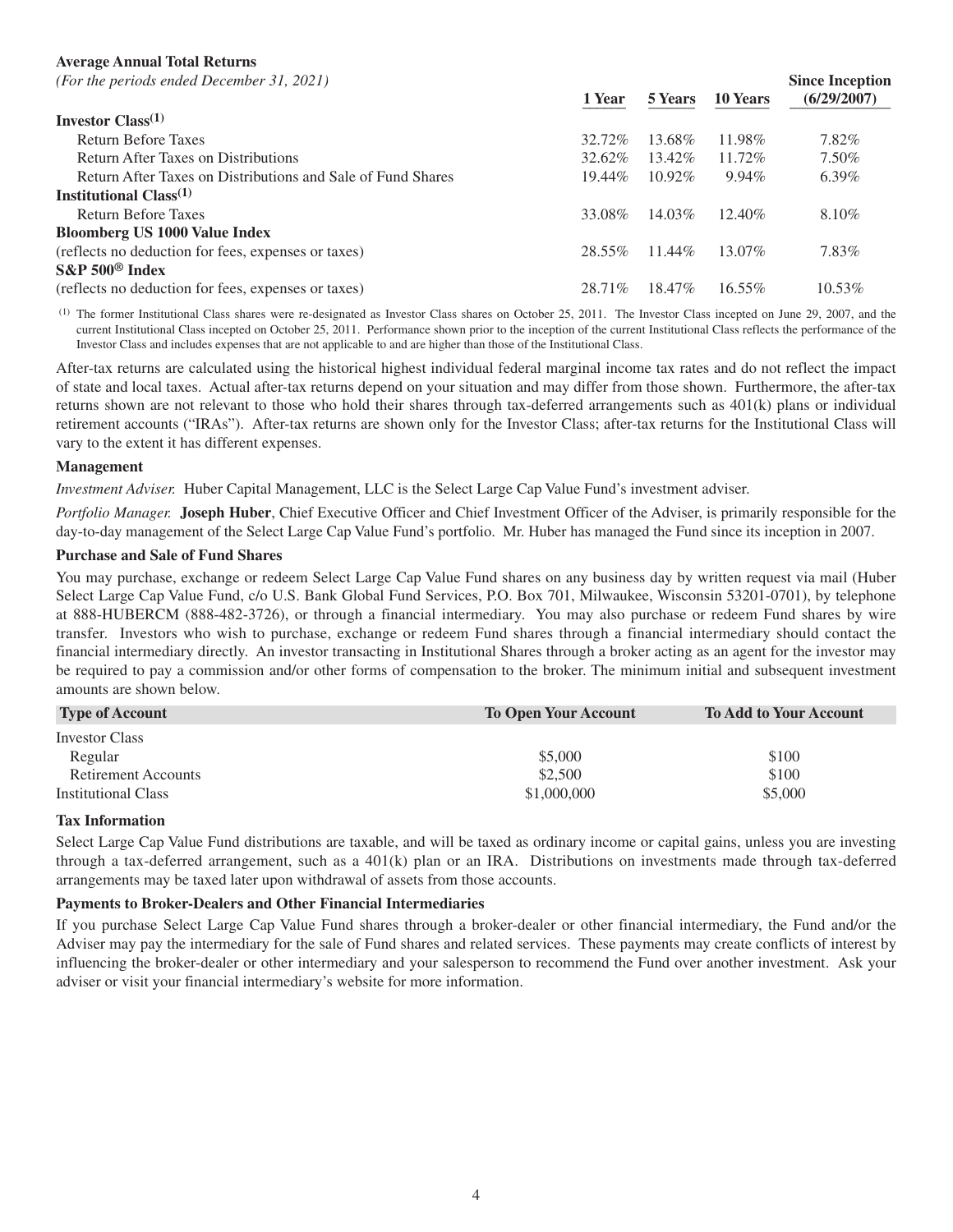**Average Annual Total Returns**

*(For the periods ended December 31, 2021)*

| | 1 Year | 5 Years | 10 Years | Since Inception (6/29/2007) |
|---|---|---|---|---|
| **Investor Class[(1)]** | | | | |
| Return Before Taxes | 32.72% | 13.68% | 11.98% | 7.82% |
| Return After Taxes on Distributions | 32.62% | 13.42% | 11.72% | 7.50% |
| Return After Taxes on Distributions and Sale of Fund Shares | 19.44% | 10.92% | 9.94% | 6.39% |
| **Institutional Class[(1)]** | | | | |
| Return Before Taxes | 33.08% | 14.03% | 12.40% | 8.10% |
| **Bloomberg US 1000 Value Index** | | | | |
| (reflects no deduction for fees, expenses or taxes) | 28.55% | 11.44% | 13.07% | 7.83% |
| **S&P 500® Index** | | | | |
| (reflects no deduction for fees, expenses or taxes) | 28.71% | 18.47% | 16.55% | 10.53% |

(1) The former Institutional Class shares were re-designated as Investor Class shares on October 25, 2011. The Investor Class incepted on June 29, 2007, and the current Institutional Class incepted on October 25, 2011. Performance shown prior to the inception of the current Institutional Class reflects the performance of the Investor Class and includes expenses that are not applicable to and are higher than those of the Institutional Class.

After-tax returns are calculated using the historical highest individual federal marginal income tax rates and do not reflect the impact of state and local taxes. Actual after-tax returns depend on your situation and may differ from those shown. Furthermore, the after-tax returns shown are not relevant to those who hold their shares through tax-deferred arrangements such as 401(k) plans or individual retirement accounts ("IRAs"). After-tax returns are shown only for the Investor Class; after-tax returns for the Institutional Class will vary to the extent it has different expenses.

### Management

*Investment Adviser.* Huber Capital Management, LLC is the Select Large Cap Value Fund's investment adviser.

*Portfolio Manager.* **Joseph Huber**, Chief Executive Officer and Chief Investment Officer of the Adviser, is primarily responsible for the day-to-day management of the Select Large Cap Value Fund's portfolio. Mr. Huber has managed the Fund since its inception in 2007.

### Purchase and Sale of Fund Shares

You may purchase, exchange or redeem Select Large Cap Value Fund shares on any business day by written request via mail (Huber Select Large Cap Value Fund, c/o U.S. Bank Global Fund Services, P.O. Box 701, Milwaukee, Wisconsin 53201-0701), by telephone at 888-HUBERCM (888-482-3726), or through a financial intermediary. You may also purchase or redeem Fund shares by wire transfer. Investors who wish to purchase, exchange or redeem Fund shares through a financial intermediary should contact the financial intermediary directly. An investor transacting in Institutional Shares through a broker acting as an agent for the investor may be required to pay a commission and/or other forms of compensation to the broker. The minimum initial and subsequent investment amounts are shown below.

| Type of Account | To Open Your Account | To Add to Your Account |
|---|---|---|
| Investor Class | | |
| Regular | $5,000 | $100 |
| Retirement Accounts | $2,500 | $100 |
| Institutional Class | $1,000,000 | $5,000 |

### Tax Information

Select Large Cap Value Fund distributions are taxable, and will be taxed as ordinary income or capital gains, unless you are investing through a tax-deferred arrangement, such as a 401(k) plan or an IRA. Distributions on investments made through tax-deferred arrangements may be taxed later upon withdrawal of assets from those accounts.

### Payments to Broker-Dealers and Other Financial Intermediaries

If you purchase Select Large Cap Value Fund shares through a broker-dealer or other financial intermediary, the Fund and/or the Adviser may pay the intermediary for the sale of Fund shares and related services. These payments may create conflicts of interest by influencing the broker-dealer or other intermediary and your salesperson to recommend the Fund over another investment. Ask your adviser or visit your financial intermediary's website for more information.